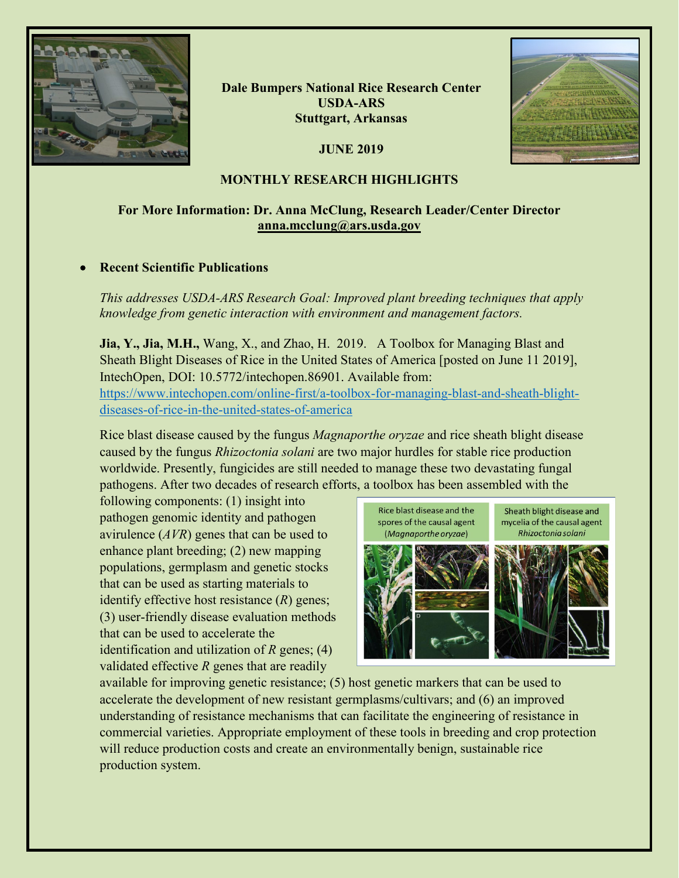**Dale Bumpers National Rice Research Center**
**USDA-ARS**
**Stuttgart, Arkansas**

**JUNE 2019**

## MONTHLY RESEARCH HIGHLIGHTS

**For More Information: Dr. Anna McClung, Research Leader/Center Director**
**anna.mcclung@ars.usda.gov**

- **Recent Scientific Publications**

*This addresses USDA-ARS Research Goal: Improved plant breeding techniques that apply knowledge from genetic interaction with environment and management factors.*

**Jia, Y., Jia, M.H.,** Wang, X., and Zhao, H. 2019. A Toolbox for Managing Blast and Sheath Blight Diseases of Rice in the United States of America [posted on June 11 2019], IntechOpen, DOI: 10.5772/intechopen.86901. Available from: https://www.intechopen.com/online-first/a-toolbox-for-managing-blast-and-sheath-blight-diseases-of-rice-in-the-united-states-of-america

Rice blast disease caused by the fungus *Magnaporthe oryzae* and rice sheath blight disease caused by the fungus *Rhizoctonia solani* are two major hurdles for stable rice production worldwide. Presently, fungicides are still needed to manage these two devastating fungal pathogens. After two decades of research efforts, a toolbox has been assembled with the following components: (1) insight into pathogen genomic identity and pathogen avirulence (*AVR*) genes that can be used to enhance plant breeding; (2) new mapping populations, germplasm and genetic stocks that can be used as starting materials to identify effective host resistance (*R*) genes; (3) user-friendly disease evaluation methods that can be used to accelerate the identification and utilization of *R* genes; (4) validated effective *R* genes that are readily available for improving genetic resistance; (5) host genetic markers that can be used to accelerate the development of new resistant germplasms/cultivars; and (6) an improved understanding of resistance mechanisms that can facilitate the engineering of resistance in commercial varieties. Appropriate employment of these tools in breeding and crop protection will reduce production costs and create an environmentally benign, sustainable rice production system.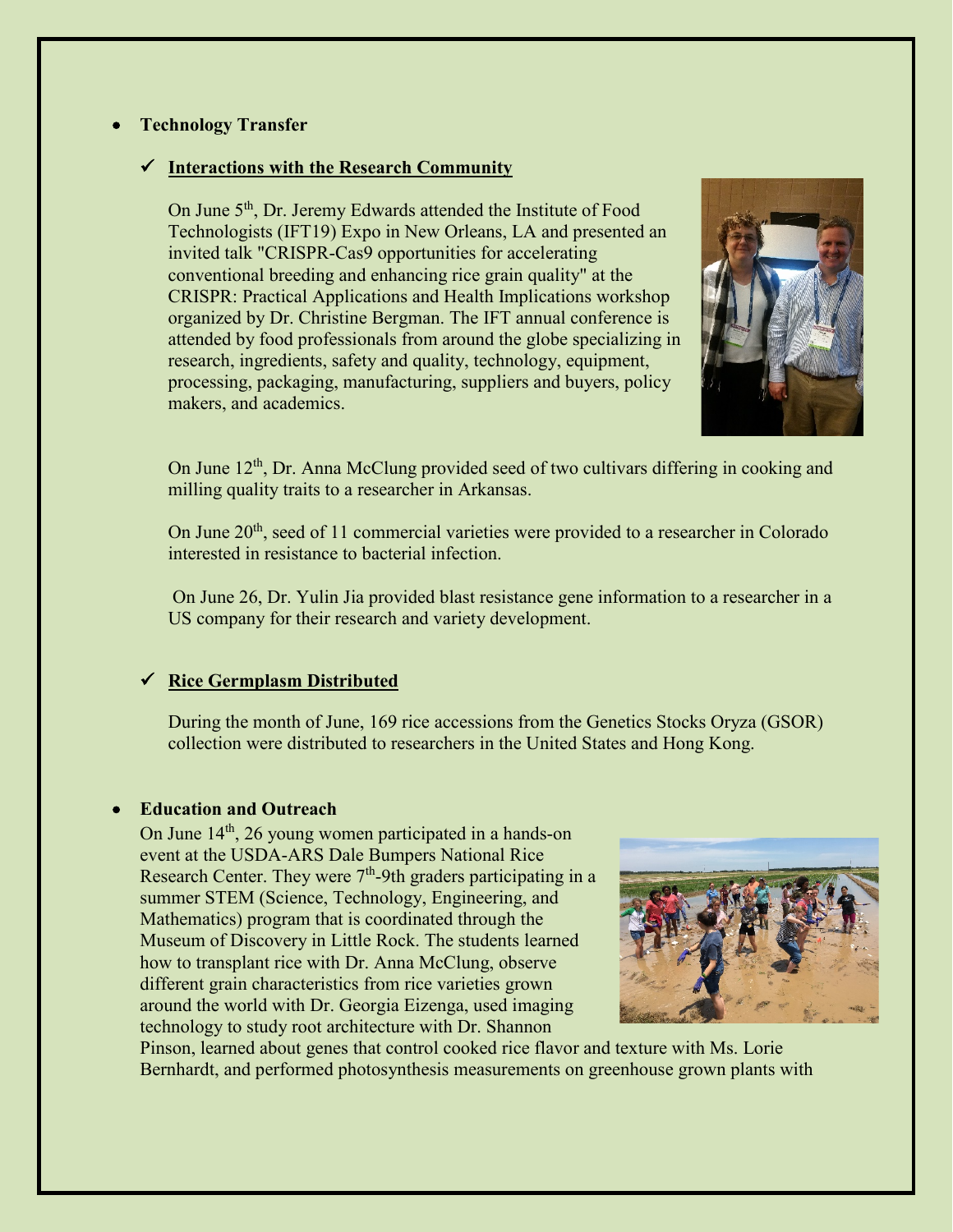- **Technology Transfer**

  - ✓ **Interactions with the Research Community**

    On June 5th, Dr. Jeremy Edwards attended the Institute of Food Technologists (IFT19) Expo in New Orleans, LA and presented an invited talk "CRISPR-Cas9 opportunities for accelerating conventional breeding and enhancing rice grain quality" at the CRISPR: Practical Applications and Health Implications workshop organized by Dr. Christine Bergman. The IFT annual conference is attended by food professionals from around the globe specializing in research, ingredients, safety and quality, technology, equipment, processing, packaging, manufacturing, suppliers and buyers, policy makers, and academics.

    On June 12th, Dr. Anna McClung provided seed of two cultivars differing in cooking and milling quality traits to a researcher in Arkansas.

    On June 20th, seed of 11 commercial varieties were provided to a researcher in Colorado interested in resistance to bacterial infection.

    On June 26, Dr. Yulin Jia provided blast resistance gene information to a researcher in a US company for their research and variety development.

  - ✓ **Rice Germplasm Distributed**

    During the month of June, 169 rice accessions from the Genetics Stocks Oryza (GSOR) collection were distributed to researchers in the United States and Hong Kong.

- **Education and Outreach**

  On June 14th, 26 young women participated in a hands-on event at the USDA-ARS Dale Bumpers National Rice Research Center. They were 7th-9th graders participating in a summer STEM (Science, Technology, Engineering, and Mathematics) program that is coordinated through the Museum of Discovery in Little Rock. The students learned how to transplant rice with Dr. Anna McClung, observe different grain characteristics from rice varieties grown around the world with Dr. Georgia Eizenga, used imaging technology to study root architecture with Dr. Shannon Pinson, learned about genes that control cooked rice flavor and texture with Ms. Lorie Bernhardt, and performed photosynthesis measurements on greenhouse grown plants with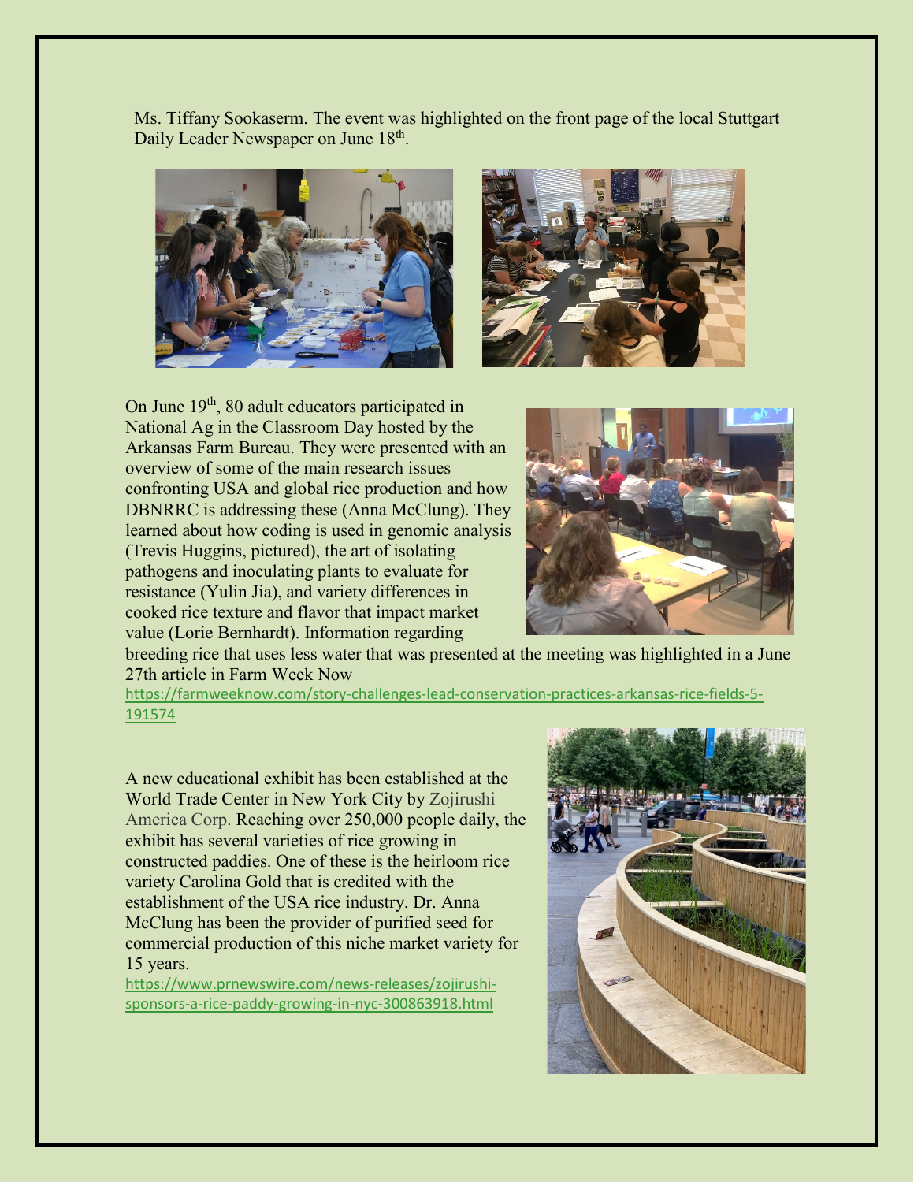Ms. Tiffany Sookaserm. The event was highlighted on the front page of the local Stuttgart Daily Leader Newspaper on June 18th.

On June 19th, 80 adult educators participated in National Ag in the Classroom Day hosted by the Arkansas Farm Bureau. They were presented with an overview of some of the main research issues confronting USA and global rice production and how DBNRRC is addressing these (Anna McClung). They learned about how coding is used in genomic analysis (Trevis Huggins, pictured), the art of isolating pathogens and inoculating plants to evaluate for resistance (Yulin Jia), and variety differences in cooked rice texture and flavor that impact market value (Lorie Bernhardt). Information regarding breeding rice that uses less water that was presented at the meeting was highlighted in a June 27th article in Farm Week Now https://farmweeknow.com/story-challenges-lead-conservation-practices-arkansas-rice-fields-5-191574

A new educational exhibit has been established at the World Trade Center in New York City by Zojirushi America Corp. Reaching over 250,000 people daily, the exhibit has several varieties of rice growing in constructed paddies. One of these is the heirloom rice variety Carolina Gold that is credited with the establishment of the USA rice industry. Dr. Anna McClung has been the provider of purified seed for commercial production of this niche market variety for 15 years.

https://www.prnewswire.com/news-releases/zojirushi-sponsors-a-rice-paddy-growing-in-nyc-300863918.html